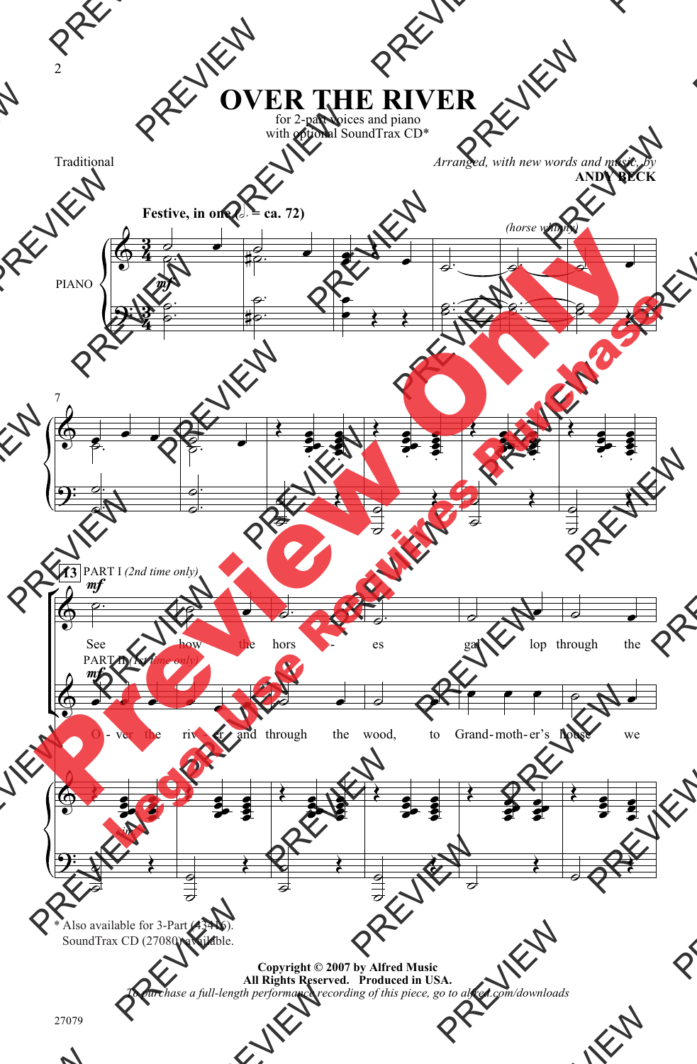# OVER THE RIVER

for 2-part voices and piano
with optional SoundTrax CD*

Traditional

*Arranged, with new words and music, by*
**ANDY BECK**

**Festive, in one (♩. = ca. 72)**

PIANO

*(horse whinny)*

13 PART I *(2nd time only)*

See how the hors - es gal - lop through the

PART II *(1st time only)*

O - ver the riv - er and through the wood, to Grand-moth-er's house we

\* Also available for 3-Part (43416).
SoundTrax CD (27080) available.

**Copyright © 2007 by Alfred Music**
**All Rights Reserved. Produced in USA.**
*To purchase a full-length performance recording of this piece, go to alfred.com/downloads*

27079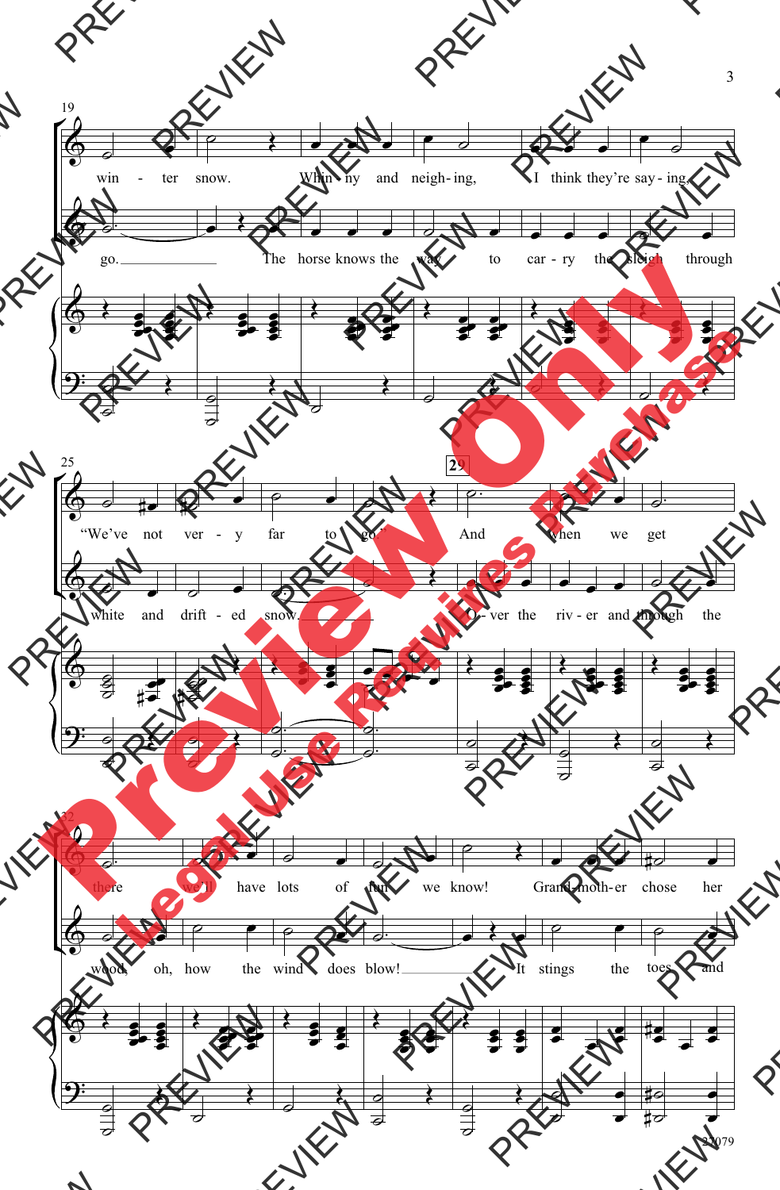19

win - ter snow. Whin - ny and neigh - ing, I think they're say - ing,

go. The horse knows the way to car - ry the sleigh through

25

"We've not ver - y far to go." And when we get

white and drift - ed snow. O - ver the riv - er and through the

**29**

32

there we'll have lots of fun we know! Grand - moth - er chose her

wood, oh, how the wind does blow! It stings the toes and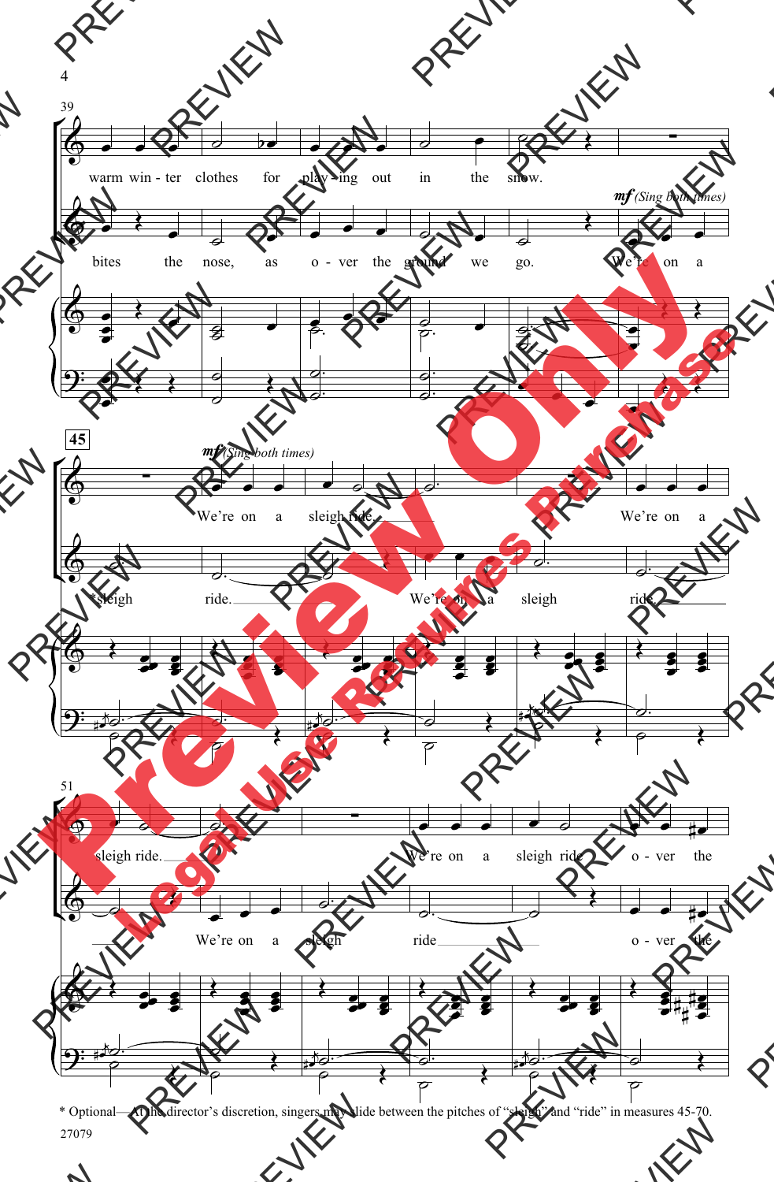* Optional—At the director's discretion, singers may slide between the pitches of "sleigh" and "ride" in measures 45-70.

27079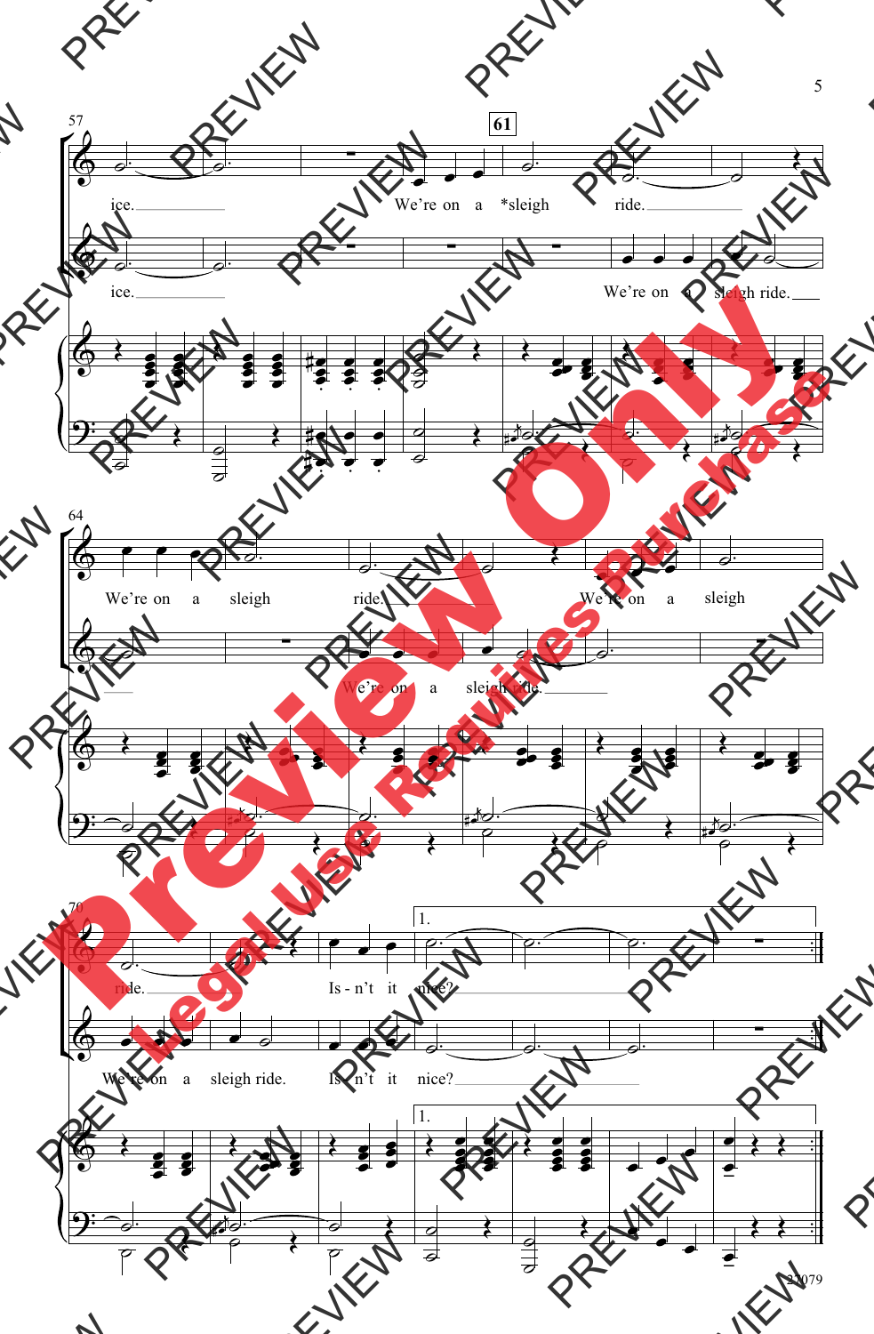57

61

ice. We're on a *sleigh ride.

ice. We're on a sleigh ride.

64

We're on a sleigh ride. We're on a sleigh

We're on a sleigh ride.

70

1.

ride. Is - n't it nice?

We're on a sleigh ride. Is - n't it nice?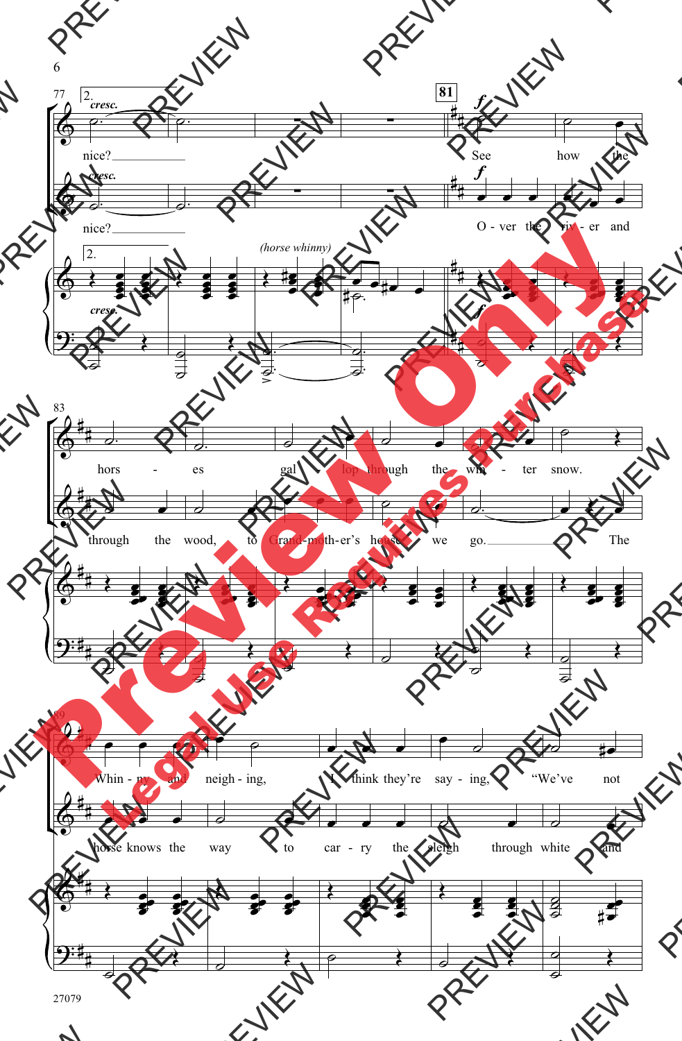77

*cresc.*

nice? ___ See how the

nice? ___ O - ver the riv - er and

**81** *f*

*(horse whinny)*

83

hors - es gal - lop through the win - ter snow.

through the wood, to Grand-moth-er's house we go. ___ The

89

Whin - ny and neigh - ing, I think they're say - ing, "We've not

horse knows the way to car - ry the sleigh through white and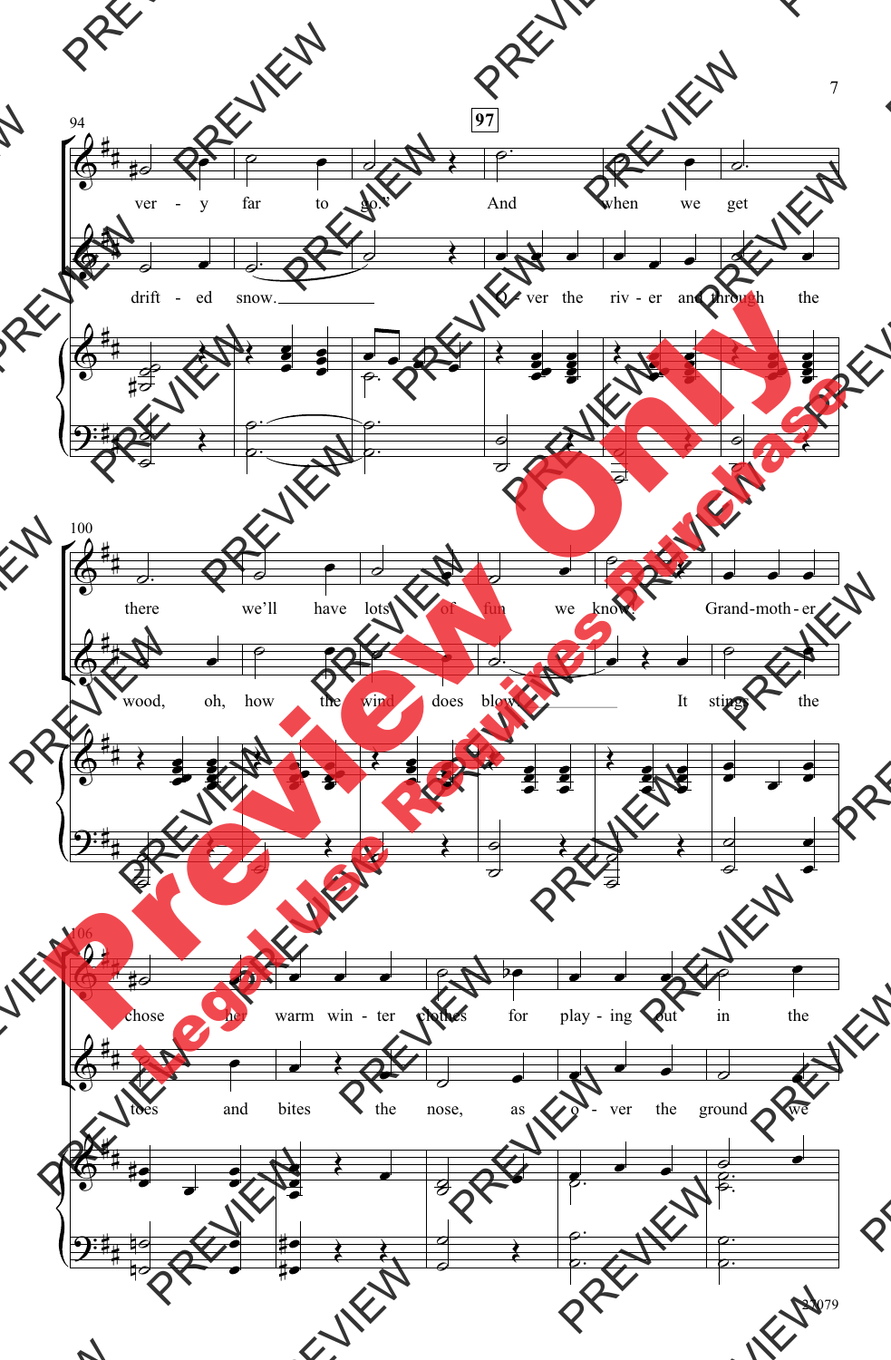94

**97**

ver - y far to go." And when we get

drift - ed snow. O - ver the riv - er and through the

100

there we'll have lots of fun we know." Grand-moth-er

wood, oh, how the wind does blow. It stings the

106

chose her warm win - ter clothes for play - ing out in the

toes and bites the nose, as o - ver the ground we

**Preview Only**

**Legal Use Requires Purchase**

27079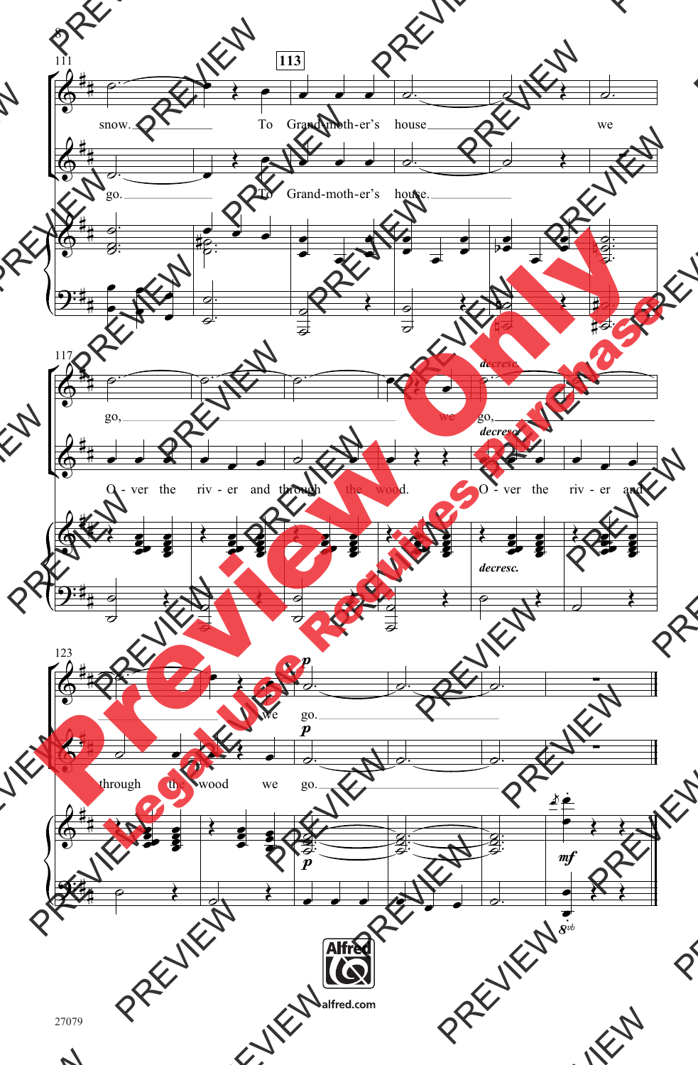111

113

snow. To Grand-moth-er's house we

go. To Grand-moth-er's house.

117

go, we go,

decresc.

decresc.

O - ver the riv - er and through the wood. O - ver the riv - er and

decresc.

123

*p*

we go.

*p*

through the wood we go.

*p*

*mf*

8vb

27079

alfred.com